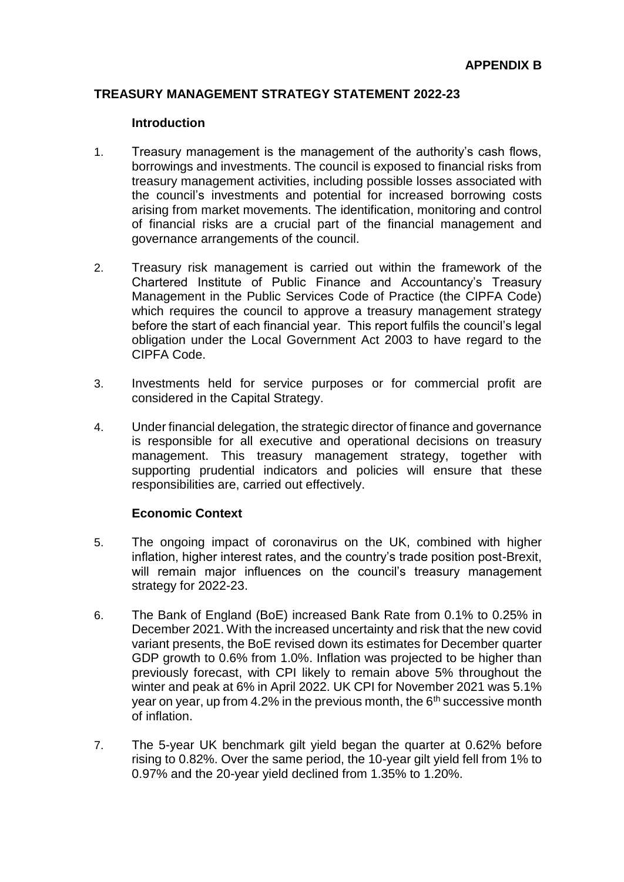**APPENDIX B**

## TREASURY MANAGEMENT STRATEGY STATEMENT 2022-23

### Introduction

1. Treasury management is the management of the authority's cash flows, borrowings and investments. The council is exposed to financial risks from treasury management activities, including possible losses associated with the council's investments and potential for increased borrowing costs arising from market movements. The identification, monitoring and control of financial risks are a crucial part of the financial management and governance arrangements of the council.

2. Treasury risk management is carried out within the framework of the Chartered Institute of Public Finance and Accountancy's Treasury Management in the Public Services Code of Practice (the CIPFA Code) which requires the council to approve a treasury management strategy before the start of each financial year. This report fulfils the council's legal obligation under the Local Government Act 2003 to have regard to the CIPFA Code.

3. Investments held for service purposes or for commercial profit are considered in the Capital Strategy.

4. Under financial delegation, the strategic director of finance and governance is responsible for all executive and operational decisions on treasury management. This treasury management strategy, together with supporting prudential indicators and policies will ensure that these responsibilities are, carried out effectively.

### Economic Context

5. The ongoing impact of coronavirus on the UK, combined with higher inflation, higher interest rates, and the country's trade position post-Brexit, will remain major influences on the council's treasury management strategy for 2022-23.

6. The Bank of England (BoE) increased Bank Rate from 0.1% to 0.25% in December 2021. With the increased uncertainty and risk that the new covid variant presents, the BoE revised down its estimates for December quarter GDP growth to 0.6% from 1.0%. Inflation was projected to be higher than previously forecast, with CPI likely to remain above 5% throughout the winter and peak at 6% in April 2022. UK CPI for November 2021 was 5.1% year on year, up from 4.2% in the previous month, the 6th successive month of inflation.

7. The 5-year UK benchmark gilt yield began the quarter at 0.62% before rising to 0.82%. Over the same period, the 10-year gilt yield fell from 1% to 0.97% and the 20-year yield declined from 1.35% to 1.20%.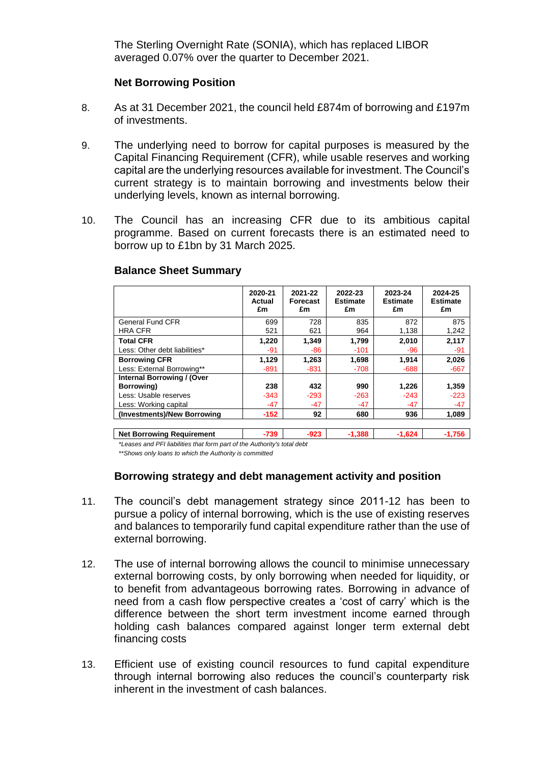The Sterling Overnight Rate (SONIA), which has replaced LIBOR averaged 0.07% over the quarter to December 2021.

### Net Borrowing Position

8. As at 31 December 2021, the council held £874m of borrowing and £197m of investments.

9. The underlying need to borrow for capital purposes is measured by the Capital Financing Requirement (CFR), while usable reserves and working capital are the underlying resources available for investment. The Council's current strategy is to maintain borrowing and investments below their underlying levels, known as internal borrowing.

10. The Council has an increasing CFR due to its ambitious capital programme. Based on current forecasts there is an estimated need to borrow up to £1bn by 31 March 2025.

### Balance Sheet Summary

| | 2020-21 Actual £m | 2021-22 Forecast £m | 2022-23 Estimate £m | 2023-24 Estimate £m | 2024-25 Estimate £m |
|---|---|---|---|---|---|
| General Fund CFR | 699 | 728 | 835 | 872 | 875 |
| HRA CFR | 521 | 621 | 964 | 1,138 | 1,242 |
| **Total CFR** | **1,220** | **1,349** | **1,799** | **2,010** | **2,117** |
| Less: Other debt liabilities* | -91 | -86 | -101 | -96 | -91 |
| **Borrowing CFR** | **1,129** | **1,263** | **1,698** | **1,914** | **2,026** |
| Less: External Borrowing** | -891 | -831 | -708 | -688 | -667 |
| **Internal Borrowing / (Over Borrowing)** | **238** | **432** | **990** | **1,226** | **1,359** |
| Less: Usable reserves | -343 | -293 | -263 | -243 | -223 |
| Less: Working capital | -47 | -47 | -47 | -47 | -47 |
| **(Investments)/New Borrowing** | **-152** | **92** | **680** | **936** | **1,089** |
| | | | | | |
| **Net Borrowing Requirement** | **-739** | **-923** | **-1,388** | **-1,624** | **-1,756** |

*\*Leases and PFI liabilities that form part of the Authority's total debt*

*\*\*Shows only loans to which the Authority is committed*

### Borrowing strategy and debt management activity and position

11. The council's debt management strategy since 2011-12 has been to pursue a policy of internal borrowing, which is the use of existing reserves and balances to temporarily fund capital expenditure rather than the use of external borrowing.

12. The use of internal borrowing allows the council to minimise unnecessary external borrowing costs, by only borrowing when needed for liquidity, or to benefit from advantageous borrowing rates. Borrowing in advance of need from a cash flow perspective creates a 'cost of carry' which is the difference between the short term investment income earned through holding cash balances compared against longer term external debt financing costs

13. Efficient use of existing council resources to fund capital expenditure through internal borrowing also reduces the council's counterparty risk inherent in the investment of cash balances.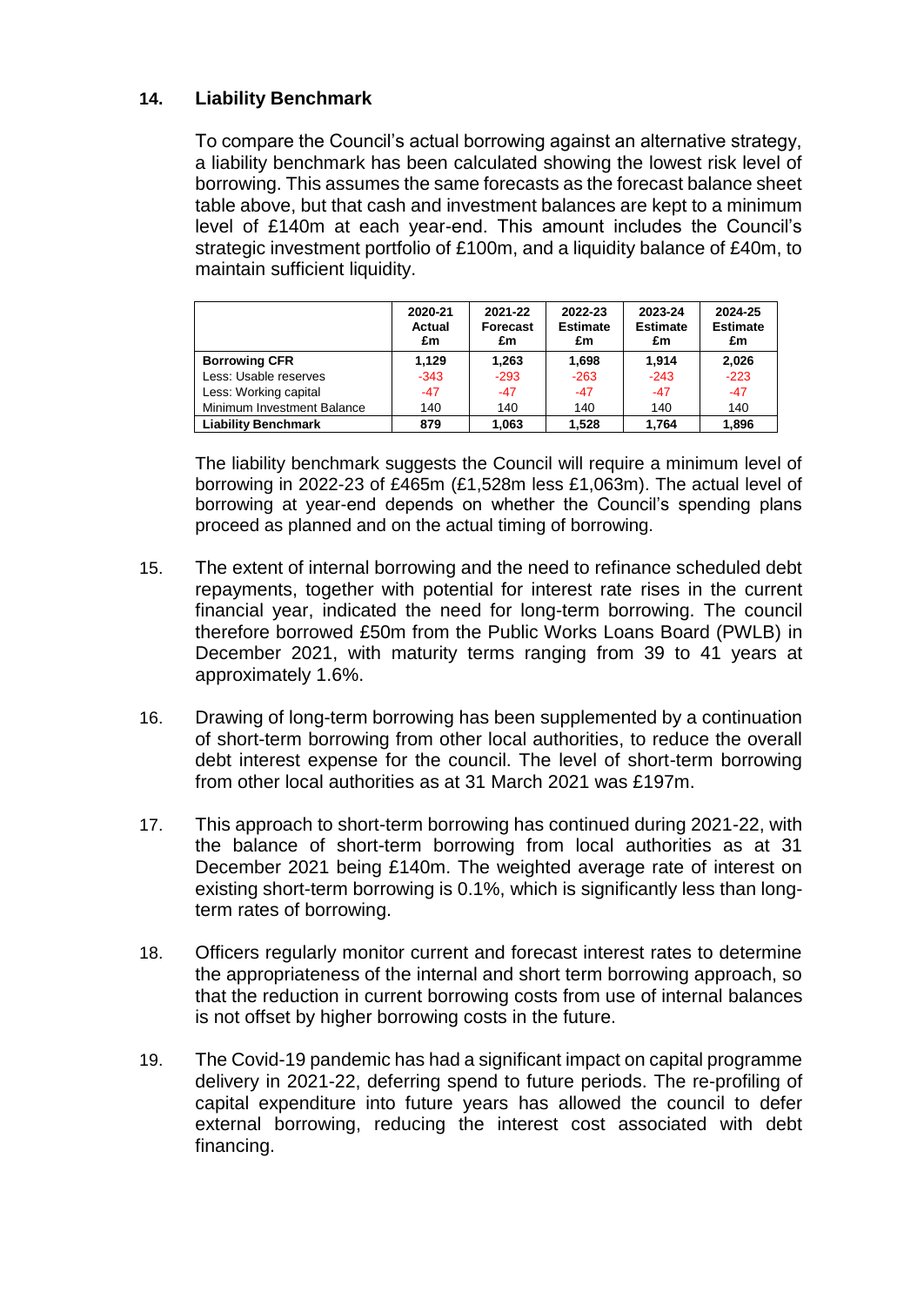## 14. Liability Benchmark

To compare the Council's actual borrowing against an alternative strategy, a liability benchmark has been calculated showing the lowest risk level of borrowing. This assumes the same forecasts as the forecast balance sheet table above, but that cash and investment balances are kept to a minimum level of £140m at each year-end. This amount includes the Council's strategic investment portfolio of £100m, and a liquidity balance of £40m, to maintain sufficient liquidity.

| | 2020-21 Actual £m | 2021-22 Forecast £m | 2022-23 Estimate £m | 2023-24 Estimate £m | 2024-25 Estimate £m |
|---|---|---|---|---|---|
| **Borrowing CFR** | **1,129** | **1,263** | **1,698** | **1,914** | **2,026** |
| Less: Usable reserves | -343 | -293 | -263 | -243 | -223 |
| Less: Working capital | -47 | -47 | -47 | -47 | -47 |
| Minimum Investment Balance | 140 | 140 | 140 | 140 | 140 |
| **Liability Benchmark** | **879** | **1,063** | **1,528** | **1,764** | **1,896** |

The liability benchmark suggests the Council will require a minimum level of borrowing in 2022-23 of £465m (£1,528m less £1,063m). The actual level of borrowing at year-end depends on whether the Council's spending plans proceed as planned and on the actual timing of borrowing.

15. The extent of internal borrowing and the need to refinance scheduled debt repayments, together with potential for interest rate rises in the current financial year, indicated the need for long-term borrowing. The council therefore borrowed £50m from the Public Works Loans Board (PWLB) in December 2021, with maturity terms ranging from 39 to 41 years at approximately 1.6%.

16. Drawing of long-term borrowing has been supplemented by a continuation of short-term borrowing from other local authorities, to reduce the overall debt interest expense for the council. The level of short-term borrowing from other local authorities as at 31 March 2021 was £197m.

17. This approach to short-term borrowing has continued during 2021-22, with the balance of short-term borrowing from local authorities as at 31 December 2021 being £140m. The weighted average rate of interest on existing short-term borrowing is 0.1%, which is significantly less than long-term rates of borrowing.

18. Officers regularly monitor current and forecast interest rates to determine the appropriateness of the internal and short term borrowing approach, so that the reduction in current borrowing costs from use of internal balances is not offset by higher borrowing costs in the future.

19. The Covid-19 pandemic has had a significant impact on capital programme delivery in 2021-22, deferring spend to future periods. The re-profiling of capital expenditure into future years has allowed the council to defer external borrowing, reducing the interest cost associated with debt financing.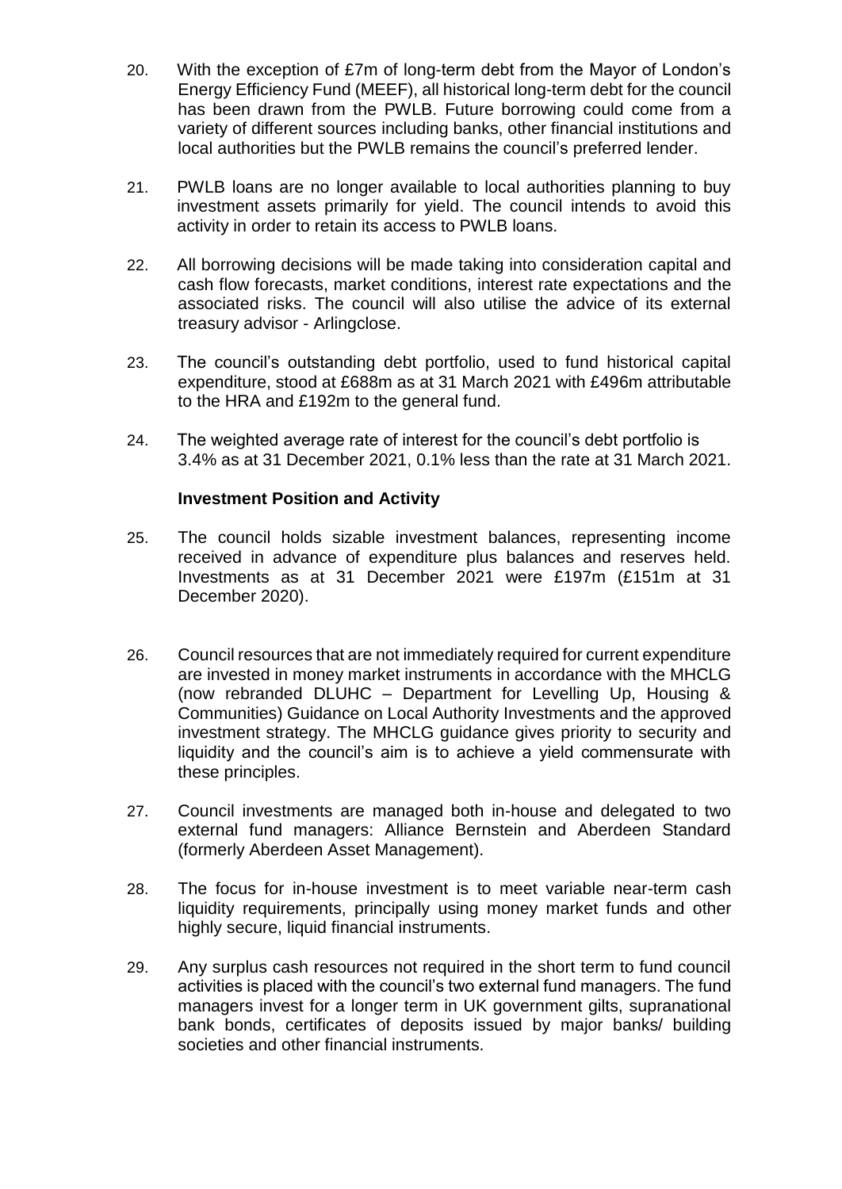20. With the exception of £7m of long-term debt from the Mayor of London's Energy Efficiency Fund (MEEF), all historical long-term debt for the council has been drawn from the PWLB. Future borrowing could come from a variety of different sources including banks, other financial institutions and local authorities but the PWLB remains the council's preferred lender.

21. PWLB loans are no longer available to local authorities planning to buy investment assets primarily for yield. The council intends to avoid this activity in order to retain its access to PWLB loans.

22. All borrowing decisions will be made taking into consideration capital and cash flow forecasts, market conditions, interest rate expectations and the associated risks. The council will also utilise the advice of its external treasury advisor - Arlingclose.

23. The council's outstanding debt portfolio, used to fund historical capital expenditure, stood at £688m as at 31 March 2021 with £496m attributable to the HRA and £192m to the general fund.

24. The weighted average rate of interest for the council's debt portfolio is 3.4% as at 31 December 2021, 0.1% less than the rate at 31 March 2021.

**Investment Position and Activity**

25. The council holds sizable investment balances, representing income received in advance of expenditure plus balances and reserves held. Investments as at 31 December 2021 were £197m (£151m at 31 December 2020).

26. Council resources that are not immediately required for current expenditure are invested in money market instruments in accordance with the MHCLG (now rebranded DLUHC – Department for Levelling Up, Housing & Communities) Guidance on Local Authority Investments and the approved investment strategy. The MHCLG guidance gives priority to security and liquidity and the council's aim is to achieve a yield commensurate with these principles.

27. Council investments are managed both in-house and delegated to two external fund managers: Alliance Bernstein and Aberdeen Standard (formerly Aberdeen Asset Management).

28. The focus for in-house investment is to meet variable near-term cash liquidity requirements, principally using money market funds and other highly secure, liquid financial instruments.

29. Any surplus cash resources not required in the short term to fund council activities is placed with the council's two external fund managers. The fund managers invest for a longer term in UK government gilts, supranational bank bonds, certificates of deposits issued by major banks/ building societies and other financial instruments.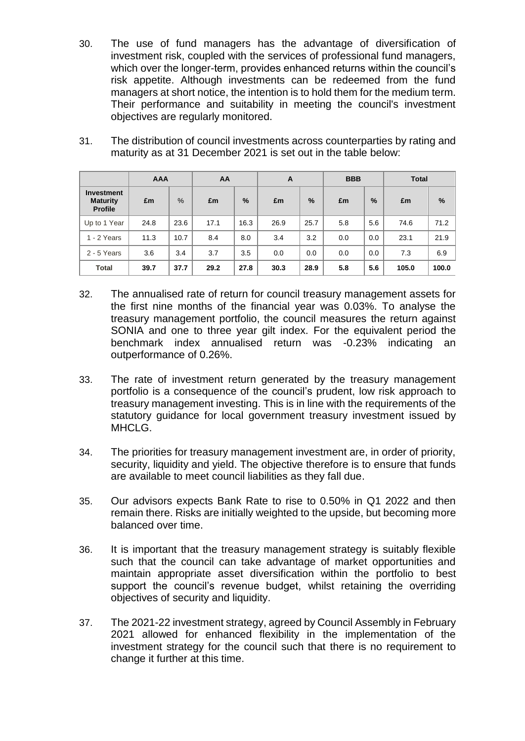30. The use of fund managers has the advantage of diversification of investment risk, coupled with the services of professional fund managers, which over the longer-term, provides enhanced returns within the council's risk appetite. Although investments can be redeemed from the fund managers at short notice, the intention is to hold them for the medium term. Their performance and suitability in meeting the council's investment objectives are regularly monitored.

31. The distribution of council investments across counterparties by rating and maturity as at 31 December 2021 is set out in the table below:

| | AAA | | AA | | A | | BBB | | Total | |
|---|---|---|---|---|---|---|---|---|---|---|
| **Investment Maturity Profile** | **£m** | % | **£m** | **%** | **£m** | **%** | **£m** | **%** | **£m** | **%** |
| Up to 1 Year | 24.8 | 23.6 | 17.1 | 16.3 | 26.9 | 25.7 | 5.8 | 5.6 | 74.6 | 71.2 |
| 1 - 2 Years | 11.3 | 10.7 | 8.4 | 8.0 | 3.4 | 3.2 | 0.0 | 0.0 | 23.1 | 21.9 |
| 2 - 5 Years | 3.6 | 3.4 | 3.7 | 3.5 | 0.0 | 0.0 | 0.0 | 0.0 | 7.3 | 6.9 |
| **Total** | **39.7** | **37.7** | **29.2** | **27.8** | **30.3** | **28.9** | **5.8** | **5.6** | **105.0** | **100.0** |

32. The annualised rate of return for council treasury management assets for the first nine months of the financial year was 0.03%. To analyse the treasury management portfolio, the council measures the return against SONIA and one to three year gilt index. For the equivalent period the benchmark index annualised return was -0.23% indicating an outperformance of 0.26%.

33. The rate of investment return generated by the treasury management portfolio is a consequence of the council's prudent, low risk approach to treasury management investing. This is in line with the requirements of the statutory guidance for local government treasury investment issued by MHCLG.

34. The priorities for treasury management investment are, in order of priority, security, liquidity and yield. The objective therefore is to ensure that funds are available to meet council liabilities as they fall due.

35. Our advisors expects Bank Rate to rise to 0.50% in Q1 2022 and then remain there. Risks are initially weighted to the upside, but becoming more balanced over time.

36. It is important that the treasury management strategy is suitably flexible such that the council can take advantage of market opportunities and maintain appropriate asset diversification within the portfolio to best support the council's revenue budget, whilst retaining the overriding objectives of security and liquidity.

37. The 2021-22 investment strategy, agreed by Council Assembly in February 2021 allowed for enhanced flexibility in the implementation of the investment strategy for the council such that there is no requirement to change it further at this time.